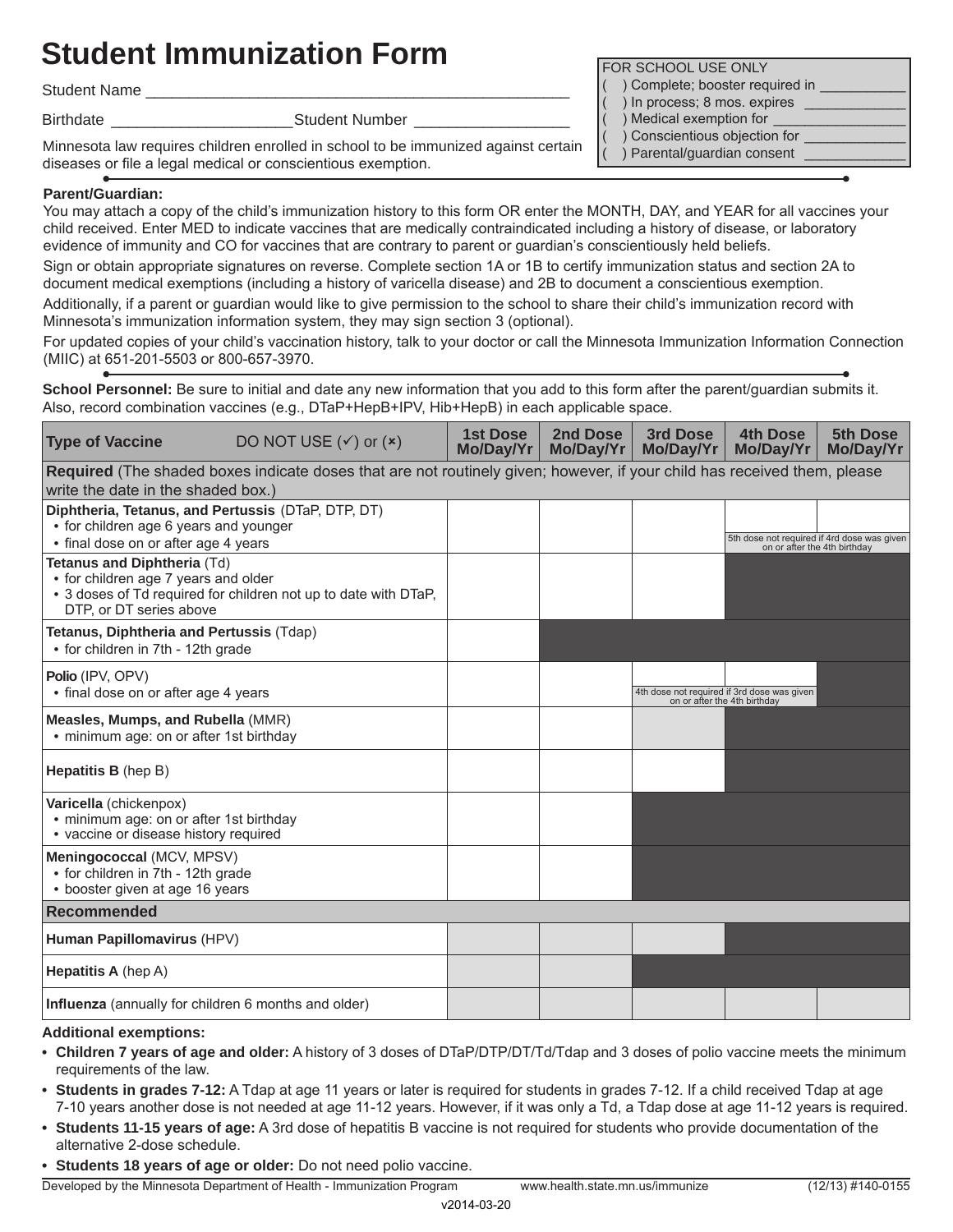# Student Immunization Form

Student Name ______________________________________________

Birthdate ____________________ Student Number _________________

Minnesota law requires children enrolled in school to be immunized against certain diseases or file a legal medical or conscientious exemption.

| FOR SCHOOL USE ONLY |
|---|
| ( ) Complete; booster required in __________ |
| ( ) In process; 8 mos. expires ____________ |
| ( ) Medical exemption for ________________ |
| ( ) Conscientious objection for ____________ |
| ( ) Parental/guardian consent ____________ |

**Parent/Guardian:**

You may attach a copy of the child's immunization history to this form OR enter the MONTH, DAY, and YEAR for all vaccines your child received. Enter MED to indicate vaccines that are medically contraindicated including a history of disease, or laboratory evidence of immunity and CO for vaccines that are contrary to parent or guardian's conscientiously held beliefs.

Sign or obtain appropriate signatures on reverse. Complete section 1A or 1B to certify immunization status and section 2A to document medical exemptions (including a history of varicella disease) and 2B to document a conscientious exemption.

Additionally, if a parent or guardian would like to give permission to the school to share their child's immunization record with Minnesota's immunization information system, they may sign section 3 (optional).

For updated copies of your child's vaccination history, talk to your doctor or call the Minnesota Immunization Information Connection (MIIC) at 651-201-5503 or 800-657-3970.

**School Personnel:** Be sure to initial and date any new information that you add to this form after the parent/guardian submits it. Also, record combination vaccines (e.g., DTaP+HepB+IPV, Hib+HepB) in each applicable space.

| **Type of Vaccine** DO NOT USE (✓) or (✗) | **1st Dose Mo/Day/Yr** | **2nd Dose Mo/Day/Yr** | **3rd Dose Mo/Day/Yr** | **4th Dose Mo/Day/Yr** | **5th Dose Mo/Day/Yr** |
|---|---|---|---|---|---|
| **Required** (The shaded boxes indicate doses that are not routinely given; however, if your child has received them, please write the date in the shaded box.) | | | | | |
| **Diphtheria, Tetanus, and Pertussis** (DTaP, DTP, DT) • for children age 6 years and younger • final dose on or after age 4 years | | | | | 5th dose not required if 4rd dose was given on or after the 4th birthday |
| **Tetanus and Diphtheria** (Td) • for children age 7 years and older • 3 doses of Td required for children not up to date with DTaP, DTP, or DT series above | | | | | |
| **Tetanus, Diphtheria and Pertussis** (Tdap) • for children in 7th - 12th grade | | | | | |
| **Polio** (IPV, OPV) • final dose on or after age 4 years | | | | 4th dose not required if 3rd dose was given on or after the 4th birthday | |
| **Measles, Mumps, and Rubella** (MMR) • minimum age: on or after 1st birthday | | | | | |
| **Hepatitis B** (hep B) | | | | | |
| **Varicella** (chickenpox) • minimum age: on or after 1st birthday • vaccine or disease history required | | | | | |
| **Meningococcal** (MCV, MPSV) • for children in 7th - 12th grade • booster given at age 16 years | | | | | |
| **Recommended** | | | | | |
| **Human Papillomavirus** (HPV) | | | | | |
| **Hepatitis A** (hep A) | | | | | |
| **Influenza** (annually for children 6 months and older) | | | | | |

**Additional exemptions:**

- **Children 7 years of age and older:** A history of 3 doses of DTaP/DTP/DT/Td/Tdap and 3 doses of polio vaccine meets the minimum requirements of the law.
- **Students in grades 7-12:** A Tdap at age 11 years or later is required for students in grades 7-12. If a child received Tdap at age 7-10 years another dose is not needed at age 11-12 years. However, if it was only a Td, a Tdap dose at age 11-12 years is required.
- **Students 11-15 years of age:** A 3rd dose of hepatitis B vaccine is not required for students who provide documentation of the alternative 2-dose schedule.
- **Students 18 years of age or older:** Do not need polio vaccine.

Developed by the Minnesota Department of Health - Immunization Program www.health.state.mn.us/immunize (12/13) #140-0155

v2014-03-20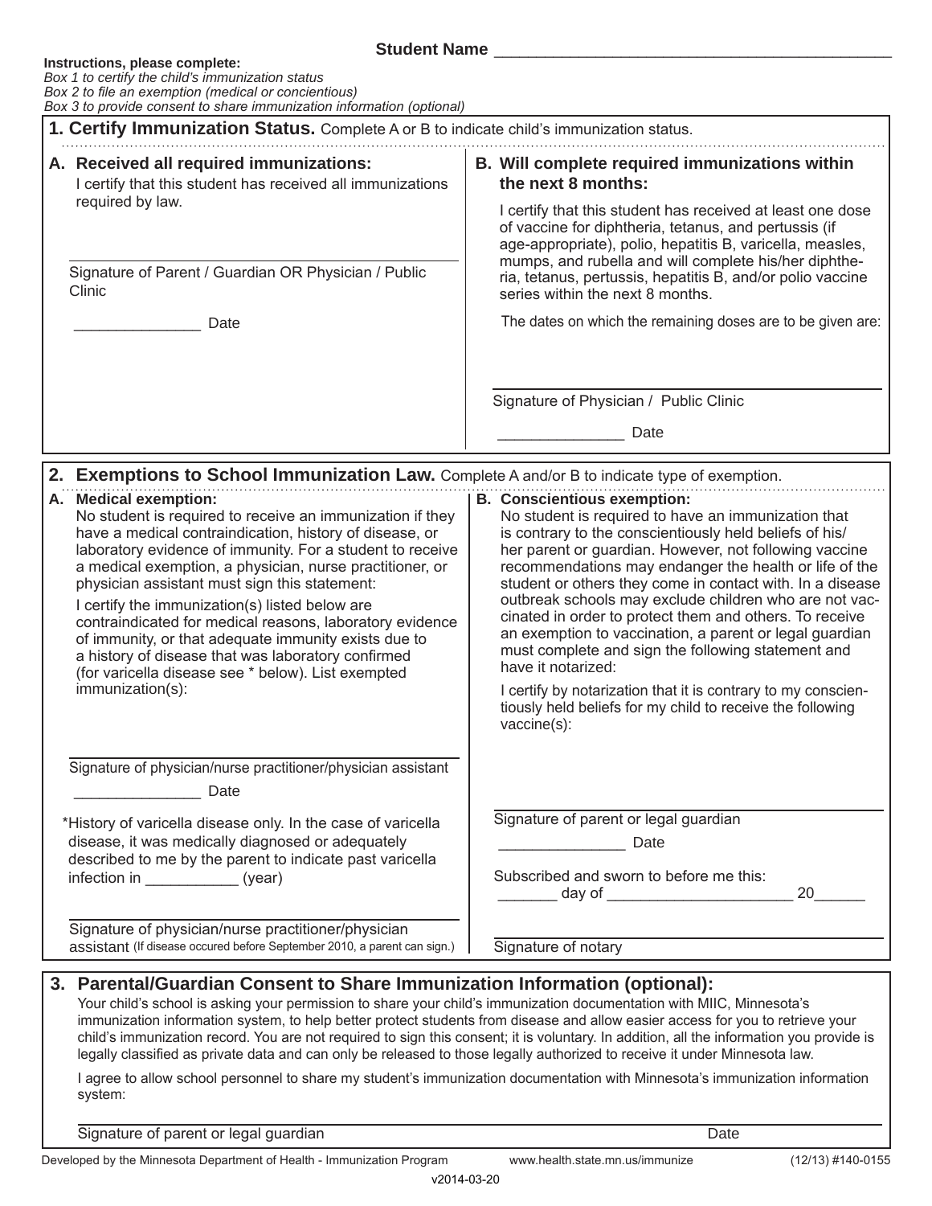**Student Name** _______________________________________________

**Instructions, please complete:**
*Box 1 to certify the child's immunization status*
*Box 2 to file an exemption (medical or concientious)*
*Box 3 to provide consent to share immunization information (optional)*

## 1. Certify Immunization Status. 
Complete A or B to indicate child's immunization status.

**A. Received all required immunizations:**
I certify that this student has received all immunizations required by law.

_______________________________________________
Signature of Parent / Guardian OR Physician / Public Clinic

_______________ Date

**B. Will complete required immunizations within the next 8 months:**

I certify that this student has received at least one dose of vaccine for diphtheria, tetanus, and pertussis (if age-appropriate), polio, hepatitis B, varicella, measles, mumps, and rubella and will complete his/her diphtheria, tetanus, pertussis, hepatitis B, and/or polio vaccine series within the next 8 months.

The dates on which the remaining doses are to be given are:

_______________________________________________
Signature of Physician / Public Clinic

_______________ Date

## 2. Exemptions to School Immunization Law. 
Complete A and/or B to indicate type of exemption.

**A. Medical exemption:**
No student is required to receive an immunization if they have a medical contraindication, history of disease, or laboratory evidence of immunity. For a student to receive a medical exemption, a physician, nurse practitioner, or physician assistant must sign this statement:

I certify the immunization(s) listed below are contraindicated for medical reasons, laboratory evidence of immunity, or that adequate immunity exists due to a history of disease that was laboratory confirmed (for varicella disease see * below). List exempted immunization(s):

_______________________________________________
Signature of physician/nurse practitioner/physician assistant

_______________ Date

*History of varicella disease only. In the case of varicella disease, it was medically diagnosed or adequately described to me by the parent to indicate past varicella infection in ___________ (year)

_______________________________________________
Signature of physician/nurse practitioner/physician assistant (If disease occured before September 2010, a parent can sign.)

**B. Conscientious exemption:**
No student is required to have an immunization that is contrary to the conscientiously held beliefs of his/her parent or guardian. However, not following vaccine recommendations may endanger the health or life of the student or others they come in contact with. In a disease outbreak schools may exclude children who are not vaccinated in order to protect them and others. To receive an exemption to vaccination, a parent or legal guardian must complete and sign the following statement and have it notarized:

I certify by notarization that it is contrary to my conscientiously held beliefs for my child to receive the following vaccine(s):

_______________________________________________
Signature of parent or legal guardian

_______________ Date

Subscribed and sworn to before me this:
_______ day of ______________________ 20______

_______________________________________________
Signature of notary

## 3. Parental/Guardian Consent to Share Immunization Information (optional):

Your child's school is asking your permission to share your child's immunization documentation with MIIC, Minnesota's immunization information system, to help better protect students from disease and allow easier access for you to retrieve your child's immunization record. You are not required to sign this consent; it is voluntary. In addition, all the information you provide is legally classified as private data and can only be released to those legally authorized to receive it under Minnesota law.

I agree to allow school personnel to share my student's immunization documentation with Minnesota's immunization information system:

_______________________________________________
Signature of parent or legal guardian Date

Developed by the Minnesota Department of Health - Immunization Program www.health.state.mn.us/immunize (12/13) #140-0155

v2014-03-20